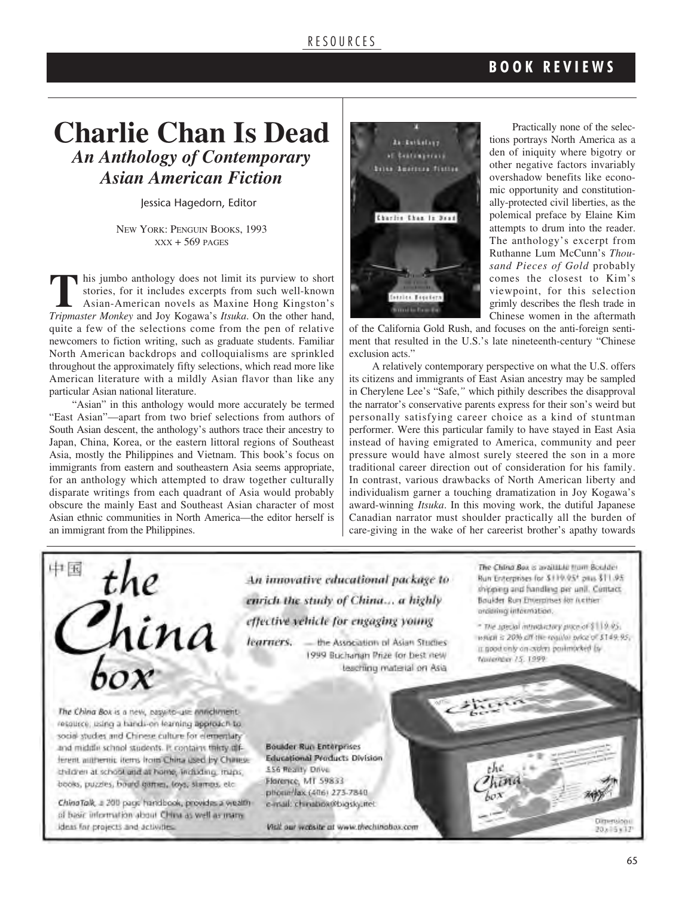# Charlie Chan Is Dead

## *An Anthology of Contemporary Asian American Fiction*

Jessica Hagedorn, Editor

NEW YORK: PENGUIN BOOKS, 1993
XXX + 569 PAGES

This jumbo anthology does not limit its purview to short stories, for it includes excerpts from such well-known Asian-American novels as Maxine Hong Kingston's *Tripmaster Monkey* and Joy Kogawa's *Itsuka*. On the other hand, quite a few of the selections come from the pen of relative newcomers to fiction writing, such as graduate students. Familiar North American backdrops and colloquialisms are sprinkled throughout the approximately fifty selections, which read more like American literature with a mildly Asian flavor than like any particular Asian national literature.

"Asian" in this anthology would more accurately be termed "East Asian"—apart from two brief selections from authors of South Asian descent, the anthology's authors trace their ancestry to Japan, China, Korea, or the eastern littoral regions of Southeast Asia, mostly the Philippines and Vietnam. This book's focus on immigrants from eastern and southeastern Asia seems appropriate, for an anthology which attempted to draw together culturally disparate writings from each quadrant of Asia would probably obscure the mainly East and Southeast Asian character of most Asian ethnic communities in North America—the editor herself is an immigrant from the Philippines.

Practically none of the selections portrays North America as a den of iniquity where bigotry or other negative factors invariably overshadow benefits like economic opportunity and constitutionally-protected civil liberties, as the polemical preface by Elaine Kim attempts to drum into the reader. The anthology's excerpt from Ruthanne Lum McCunn's *Thousand Pieces of Gold* probably comes the closest to Kim's viewpoint, for this selection grimly describes the flesh trade in Chinese women in the aftermath of the California Gold Rush, and focuses on the anti-foreign sentiment that resulted in the U.S.'s late nineteenth-century "Chinese exclusion acts."

A relatively contemporary perspective on what the U.S. offers its citizens and immigrants of East Asian ancestry may be sampled in Cherylene Lee's "Safe," which pithily describes the disapproval the narrator's conservative parents express for their son's weird but personally satisfying career choice as a kind of stuntman performer. Were this particular family to have stayed in East Asia instead of having emigrated to America, community and peer pressure would have almost surely steered the son in a more traditional career direction out of consideration for his family. In contrast, various drawbacks of North American liberty and individualism garner a touching dramatization in Joy Kogawa's award-winning *Itsuka*. In this moving work, the dutiful Japanese Canadian narrator must shoulder practically all the burden of care-giving in the wake of her careerist brother's apathy towards

---

中国 **the China box**

*An innovative educational package to enrich the study of China... a highly effective vehicle for engaging young learners.* — the Association of Asian Studies 1999 Buchanan Prize for best new teaching material on Asia

*The China Box* is available from Boulder Run Enterprises for $119.95* plus $11.95 shipping and handling per unit. Contact Boulder Run Enterprises for further ordering information.

* The special introductory price of $119.95, which is 20% off the regular price of $149.95, is good only on orders postmarked by November 15, 1999.

*The China Box* is a new, easy-to-use enrichment resource, using a hands-on learning approach to social studies and Chinese culture for elementary and middle school students. It contains thirty different authentic items from China used by Chinese children at school and at home, including maps, books, puzzles, board games, toys, stamps, etc.

*ChinaTalk*, a 200 page handbook, provides a wealth of basic information about China as well as many ideas for projects and activities.

Boulder Run Enterprises
Educational Products Division
556 Realty Drive
Florence, MT 59833
phone/fax (406) 273-7840
e-mail: chinabox@bigsky.net

Visit our website at www.thechinabox.com

Dimensions: 20 x 15 x 12"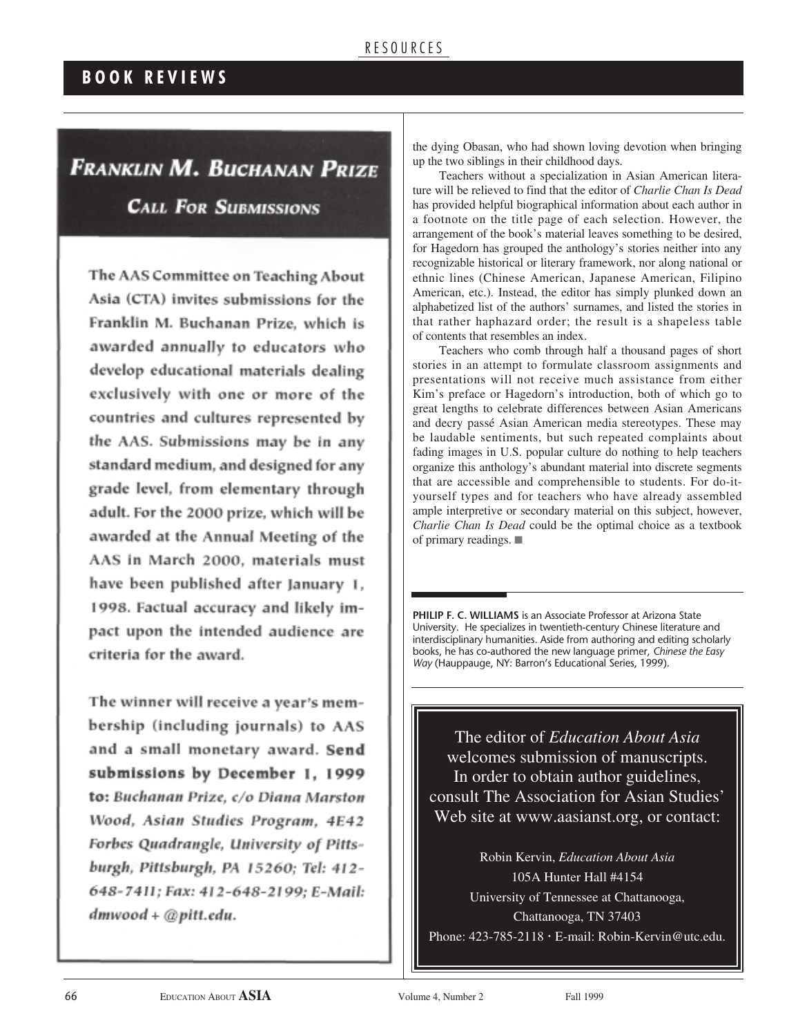## BOOK REVIEWS

the dying Obasan, who had shown loving devotion when bringing up the two siblings in their childhood days.

Teachers without a specialization in Asian American literature will be relieved to find that the editor of *Charlie Chan Is Dead* has provided helpful biographical information about each author in a footnote on the title page of each selection. However, the arrangement of the book's material leaves something to be desired, for Hagedorn has grouped the anthology's stories neither into any recognizable historical or literary framework, nor along national or ethnic lines (Chinese American, Japanese American, Filipino American, etc.). Instead, the editor has simply plunked down an alphabetized list of the authors' surnames, and listed the stories in that rather haphazard order; the result is a shapeless table of contents that resembles an index.

Teachers who comb through half a thousand pages of short stories in an attempt to formulate classroom assignments and presentations will not receive much assistance from either Kim's preface or Hagedorn's introduction, both of which go to great lengths to celebrate differences between Asian Americans and decry passé Asian American media stereotypes. These may be laudable sentiments, but such repeated complaints about fading images in U.S. popular culture do nothing to help teachers organize this anthology's abundant material into discrete segments that are accessible and comprehensible to students. For do-it-yourself types and for teachers who have already assembled ample interpretive or secondary material on this subject, however, *Charlie Chan Is Dead* could be the optimal choice as a textbook of primary readings. ■

**PHILIP F. C. WILLIAMS** is an Associate Professor at Arizona State University. He specializes in twentieth-century Chinese literature and interdisciplinary humanities. Aside from authoring and editing scholarly books, he has co-authored the new language primer, *Chinese the Easy Way* (Hauppauge, NY: Barron's Educational Series, 1999).

---

### FRANKLIN M. BUCHANAN PRIZE

#### CALL FOR SUBMISSIONS

The AAS Committee on Teaching About Asia (CTA) invites submissions for the Franklin M. Buchanan Prize, which is awarded annually to educators who develop educational materials dealing exclusively with one or more of the countries and cultures represented by the AAS. Submissions may be in any standard medium, and designed for any grade level, from elementary through adult. For the 2000 prize, which will be awarded at the Annual Meeting of the AAS in March 2000, materials must have been published after January 1, 1998. Factual accuracy and likely impact upon the intended audience are criteria for the award.

The winner will receive a year's membership (including journals) to AAS and a small monetary award. **Send submissions by December 1, 1999 to:** *Buchanan Prize, c/o Diana Marston Wood, Asian Studies Program, 4E42 Forbes Quadrangle, University of Pittsburgh, Pittsburgh, PA 15260; Tel: 412-648-7411; Fax: 412-648-2199; E-Mail: dmwood + @pitt.edu.*

---

The editor of *Education About Asia* welcomes submission of manuscripts. In order to obtain author guidelines, consult The Association for Asian Studies' Web site at www.aasianst.org, or contact:

Robin Kervin, *Education About Asia*
105A Hunter Hall #4154
University of Tennessee at Chattanooga,
Chattanooga, TN 37403
Phone: 423-785-2118 · E-mail: Robin-Kervin@utc.edu.